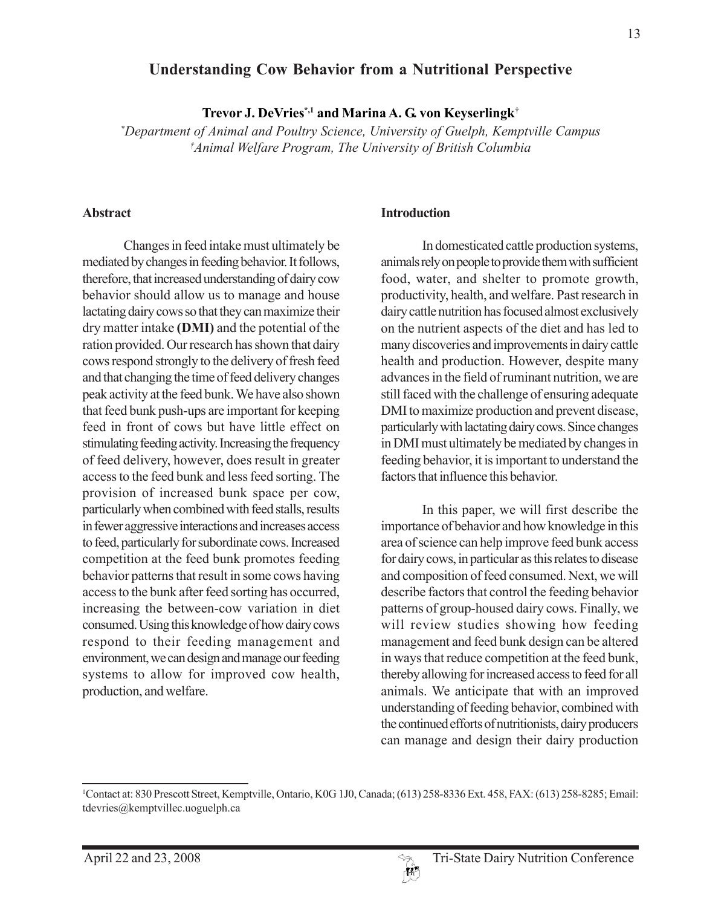# Understanding Cow Behavior from a Nutritional Perspective

**Trevor J. DeVries[*,1] and Marina A. G. von Keyserlingk[†]**

[*] *Department of Animal and Poultry Science, University of Guelph, Kemptville Campus*
[†] *Animal Welfare Program, The University of British Columbia*

## Abstract

Changes in feed intake must ultimately be mediated by changes in feeding behavior. It follows, therefore, that increased understanding of dairy cow behavior should allow us to manage and house lactating dairy cows so that they can maximize their dry matter intake **(DMI)** and the potential of the ration provided. Our research has shown that dairy cows respond strongly to the delivery of fresh feed and that changing the time of feed delivery changes peak activity at the feed bunk. We have also shown that feed bunk push-ups are important for keeping feed in front of cows but have little effect on stimulating feeding activity. Increasing the frequency of feed delivery, however, does result in greater access to the feed bunk and less feed sorting. The provision of increased bunk space per cow, particularly when combined with feed stalls, results in fewer aggressive interactions and increases access to feed, particularly for subordinate cows. Increased competition at the feed bunk promotes feeding behavior patterns that result in some cows having access to the bunk after feed sorting has occurred, increasing the between-cow variation in diet consumed. Using this knowledge of how dairy cows respond to their feeding management and environment, we can design and manage our feeding systems to allow for improved cow health, production, and welfare.

## Introduction

In domesticated cattle production systems, animals rely on people to provide them with sufficient food, water, and shelter to promote growth, productivity, health, and welfare. Past research in dairy cattle nutrition has focused almost exclusively on the nutrient aspects of the diet and has led to many discoveries and improvements in dairy cattle health and production. However, despite many advances in the field of ruminant nutrition, we are still faced with the challenge of ensuring adequate DMI to maximize production and prevent disease, particularly with lactating dairy cows. Since changes in DMI must ultimately be mediated by changes in feeding behavior, it is important to understand the factors that influence this behavior.

In this paper, we will first describe the importance of behavior and how knowledge in this area of science can help improve feed bunk access for dairy cows, in particular as this relates to disease and composition of feed consumed. Next, we will describe factors that control the feeding behavior patterns of group-housed dairy cows. Finally, we will review studies showing how feeding management and feed bunk design can be altered in ways that reduce competition at the feed bunk, thereby allowing for increased access to feed for all animals. We anticipate that with an improved understanding of feeding behavior, combined with the continued efforts of nutritionists, dairy producers can manage and design their dairy production

[1] Contact at: 830 Prescott Street, Kemptville, Ontario, K0G 1J0, Canada; (613) 258-8336 Ext. 458, FAX: (613) 258-8285; Email: tdevries@kemptvillec.uoguelph.ca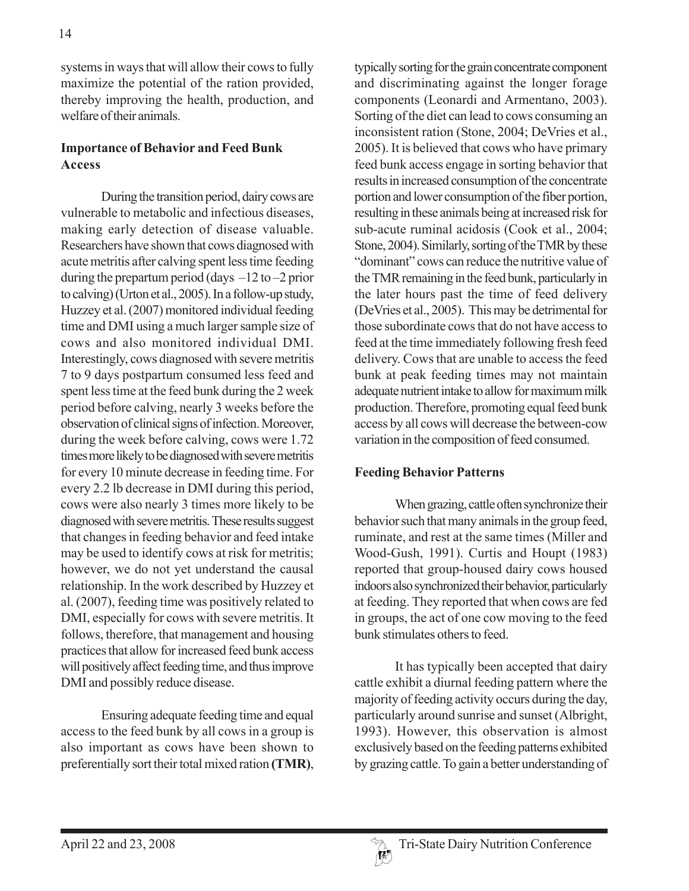systems in ways that will allow their cows to fully maximize the potential of the ration provided, thereby improving the health, production, and welfare of their animals.

## Importance of Behavior and Feed Bunk Access

During the transition period, dairy cows are vulnerable to metabolic and infectious diseases, making early detection of disease valuable. Researchers have shown that cows diagnosed with acute metritis after calving spent less time feeding during the prepartum period (days –12 to –2 prior to calving) (Urton et al., 2005). In a follow-up study, Huzzey et al. (2007) monitored individual feeding time and DMI using a much larger sample size of cows and also monitored individual DMI. Interestingly, cows diagnosed with severe metritis 7 to 9 days postpartum consumed less feed and spent less time at the feed bunk during the 2 week period before calving, nearly 3 weeks before the observation of clinical signs of infection. Moreover, during the week before calving, cows were 1.72 times more likely to be diagnosed with severe metritis for every 10 minute decrease in feeding time. For every 2.2 lb decrease in DMI during this period, cows were also nearly 3 times more likely to be diagnosed with severe metritis. These results suggest that changes in feeding behavior and feed intake may be used to identify cows at risk for metritis; however, we do not yet understand the causal relationship. In the work described by Huzzey et al. (2007), feeding time was positively related to DMI, especially for cows with severe metritis. It follows, therefore, that management and housing practices that allow for increased feed bunk access will positively affect feeding time, and thus improve DMI and possibly reduce disease.

Ensuring adequate feeding time and equal access to the feed bunk by all cows in a group is also important as cows have been shown to preferentially sort their total mixed ration **(TMR)**, typically sorting for the grain concentrate component and discriminating against the longer forage components (Leonardi and Armentano, 2003). Sorting of the diet can lead to cows consuming an inconsistent ration (Stone, 2004; DeVries et al., 2005). It is believed that cows who have primary feed bunk access engage in sorting behavior that results in increased consumption of the concentrate portion and lower consumption of the fiber portion, resulting in these animals being at increased risk for sub-acute ruminal acidosis (Cook et al., 2004; Stone, 2004). Similarly, sorting of the TMR by these "dominant" cows can reduce the nutritive value of the TMR remaining in the feed bunk, particularly in the later hours past the time of feed delivery (DeVries et al., 2005). This may be detrimental for those subordinate cows that do not have access to feed at the time immediately following fresh feed delivery. Cows that are unable to access the feed bunk at peak feeding times may not maintain adequate nutrient intake to allow for maximum milk production. Therefore, promoting equal feed bunk access by all cows will decrease the between-cow variation in the composition of feed consumed.

## Feeding Behavior Patterns

When grazing, cattle often synchronize their behavior such that many animals in the group feed, ruminate, and rest at the same times (Miller and Wood-Gush, 1991). Curtis and Houpt (1983) reported that group-housed dairy cows housed indoors also synchronized their behavior, particularly at feeding. They reported that when cows are fed in groups, the act of one cow moving to the feed bunk stimulates others to feed.

It has typically been accepted that dairy cattle exhibit a diurnal feeding pattern where the majority of feeding activity occurs during the day, particularly around sunrise and sunset (Albright, 1993). However, this observation is almost exclusively based on the feeding patterns exhibited by grazing cattle. To gain a better understanding of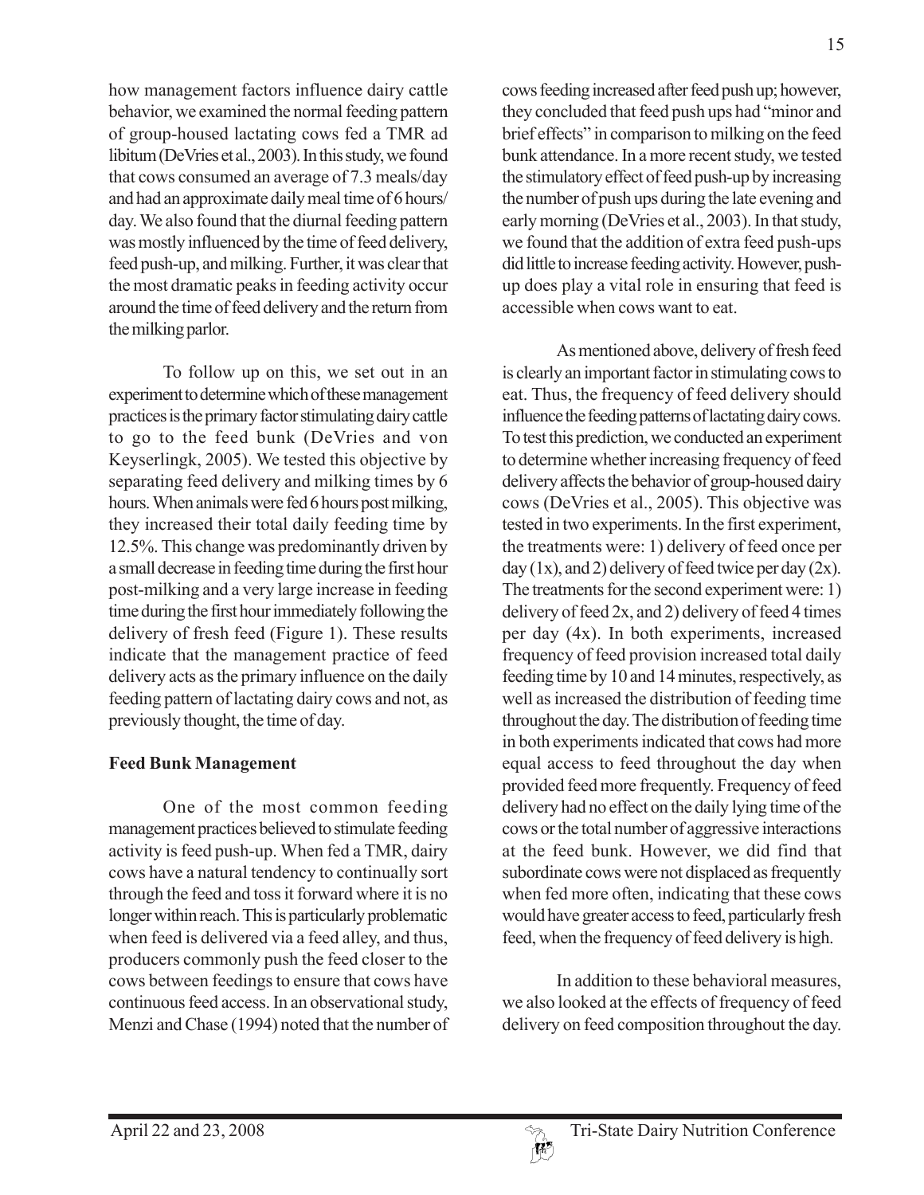how management factors influence dairy cattle behavior, we examined the normal feeding pattern of group-housed lactating cows fed a TMR ad libitum (DeVries et al., 2003). In this study, we found that cows consumed an average of 7.3 meals/day and had an approximate daily meal time of 6 hours/day. We also found that the diurnal feeding pattern was mostly influenced by the time of feed delivery, feed push-up, and milking. Further, it was clear that the most dramatic peaks in feeding activity occur around the time of feed delivery and the return from the milking parlor.

To follow up on this, we set out in an experiment to determine which of these management practices is the primary factor stimulating dairy cattle to go to the feed bunk (DeVries and von Keyserlingk, 2005). We tested this objective by separating feed delivery and milking times by 6 hours. When animals were fed 6 hours post milking, they increased their total daily feeding time by 12.5%. This change was predominantly driven by a small decrease in feeding time during the first hour post-milking and a very large increase in feeding time during the first hour immediately following the delivery of fresh feed (Figure 1). These results indicate that the management practice of feed delivery acts as the primary influence on the daily feeding pattern of lactating dairy cows and not, as previously thought, the time of day.

**Feed Bunk Management**

One of the most common feeding management practices believed to stimulate feeding activity is feed push-up. When fed a TMR, dairy cows have a natural tendency to continually sort through the feed and toss it forward where it is no longer within reach. This is particularly problematic when feed is delivered via a feed alley, and thus, producers commonly push the feed closer to the cows between feedings to ensure that cows have continuous feed access. In an observational study, Menzi and Chase (1994) noted that the number of cows feeding increased after feed push up; however, they concluded that feed push ups had "minor and brief effects" in comparison to milking on the feed bunk attendance. In a more recent study, we tested the stimulatory effect of feed push-up by increasing the number of push ups during the late evening and early morning (DeVries et al., 2003). In that study, we found that the addition of extra feed push-ups did little to increase feeding activity. However, push-up does play a vital role in ensuring that feed is accessible when cows want to eat.

As mentioned above, delivery of fresh feed is clearly an important factor in stimulating cows to eat. Thus, the frequency of feed delivery should influence the feeding patterns of lactating dairy cows. To test this prediction, we conducted an experiment to determine whether increasing frequency of feed delivery affects the behavior of group-housed dairy cows (DeVries et al., 2005). This objective was tested in two experiments. In the first experiment, the treatments were: 1) delivery of feed once per day (1x), and 2) delivery of feed twice per day (2x). The treatments for the second experiment were: 1) delivery of feed 2x, and 2) delivery of feed 4 times per day (4x). In both experiments, increased frequency of feed provision increased total daily feeding time by 10 and 14 minutes, respectively, as well as increased the distribution of feeding time throughout the day. The distribution of feeding time in both experiments indicated that cows had more equal access to feed throughout the day when provided feed more frequently. Frequency of feed delivery had no effect on the daily lying time of the cows or the total number of aggressive interactions at the feed bunk. However, we did find that subordinate cows were not displaced as frequently when fed more often, indicating that these cows would have greater access to feed, particularly fresh feed, when the frequency of feed delivery is high.

In addition to these behavioral measures, we also looked at the effects of frequency of feed delivery on feed composition throughout the day.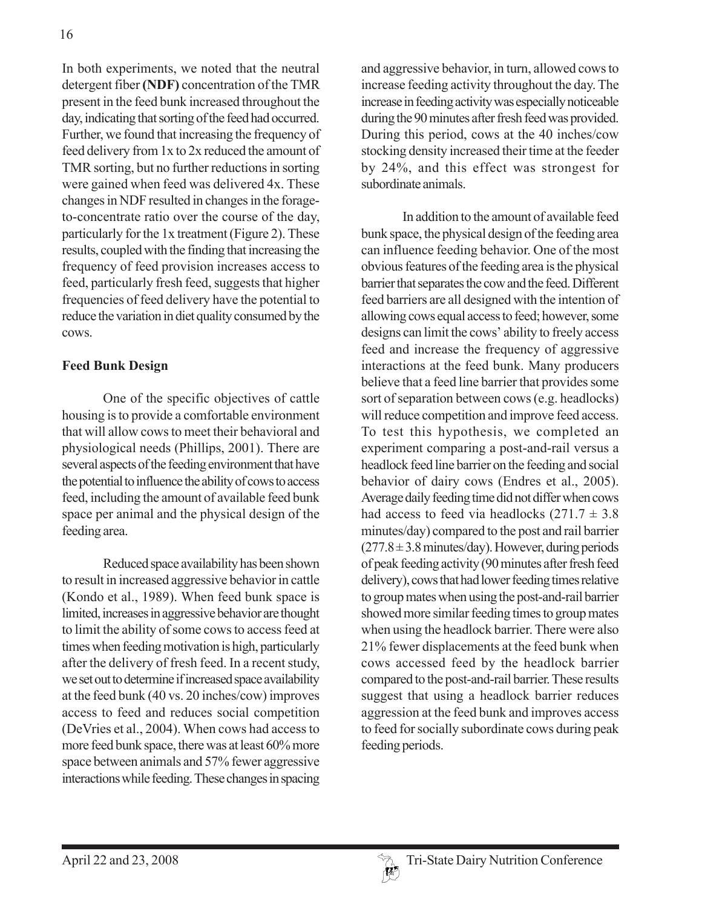In both experiments, we noted that the neutral detergent fiber **(NDF)** concentration of the TMR present in the feed bunk increased throughout the day, indicating that sorting of the feed had occurred. Further, we found that increasing the frequency of feed delivery from 1x to 2x reduced the amount of TMR sorting, but no further reductions in sorting were gained when feed was delivered 4x. These changes in NDF resulted in changes in the forage-to-concentrate ratio over the course of the day, particularly for the 1x treatment (Figure 2). These results, coupled with the finding that increasing the frequency of feed provision increases access to feed, particularly fresh feed, suggests that higher frequencies of feed delivery have the potential to reduce the variation in diet quality consumed by the cows.

**Feed Bunk Design**

One of the specific objectives of cattle housing is to provide a comfortable environment that will allow cows to meet their behavioral and physiological needs (Phillips, 2001). There are several aspects of the feeding environment that have the potential to influence the ability of cows to access feed, including the amount of available feed bunk space per animal and the physical design of the feeding area.

Reduced space availability has been shown to result in increased aggressive behavior in cattle (Kondo et al., 1989). When feed bunk space is limited, increases in aggressive behavior are thought to limit the ability of some cows to access feed at times when feeding motivation is high, particularly after the delivery of fresh feed. In a recent study, we set out to determine if increased space availability at the feed bunk (40 vs. 20 inches/cow) improves access to feed and reduces social competition (DeVries et al., 2004). When cows had access to more feed bunk space, there was at least 60% more space between animals and 57% fewer aggressive interactions while feeding. These changes in spacing and aggressive behavior, in turn, allowed cows to increase feeding activity throughout the day. The increase in feeding activity was especially noticeable during the 90 minutes after fresh feed was provided. During this period, cows at the 40 inches/cow stocking density increased their time at the feeder by 24%, and this effect was strongest for subordinate animals.

In addition to the amount of available feed bunk space, the physical design of the feeding area can influence feeding behavior. One of the most obvious features of the feeding area is the physical barrier that separates the cow and the feed. Different feed barriers are all designed with the intention of allowing cows equal access to feed; however, some designs can limit the cows' ability to freely access feed and increase the frequency of aggressive interactions at the feed bunk. Many producers believe that a feed line barrier that provides some sort of separation between cows (e.g. headlocks) will reduce competition and improve feed access. To test this hypothesis, we completed an experiment comparing a post-and-rail versus a headlock feed line barrier on the feeding and social behavior of dairy cows (Endres et al., 2005). Average daily feeding time did not differ when cows had access to feed via headlocks ($271.7 \pm 3.8$ minutes/day) compared to the post and rail barrier ($277.8 \pm 3.8$ minutes/day). However, during periods of peak feeding activity (90 minutes after fresh feed delivery), cows that had lower feeding times relative to group mates when using the post-and-rail barrier showed more similar feeding times to group mates when using the headlock barrier. There were also 21% fewer displacements at the feed bunk when cows accessed feed by the headlock barrier compared to the post-and-rail barrier. These results suggest that using a headlock barrier reduces aggression at the feed bunk and improves access to feed for socially subordinate cows during peak feeding periods.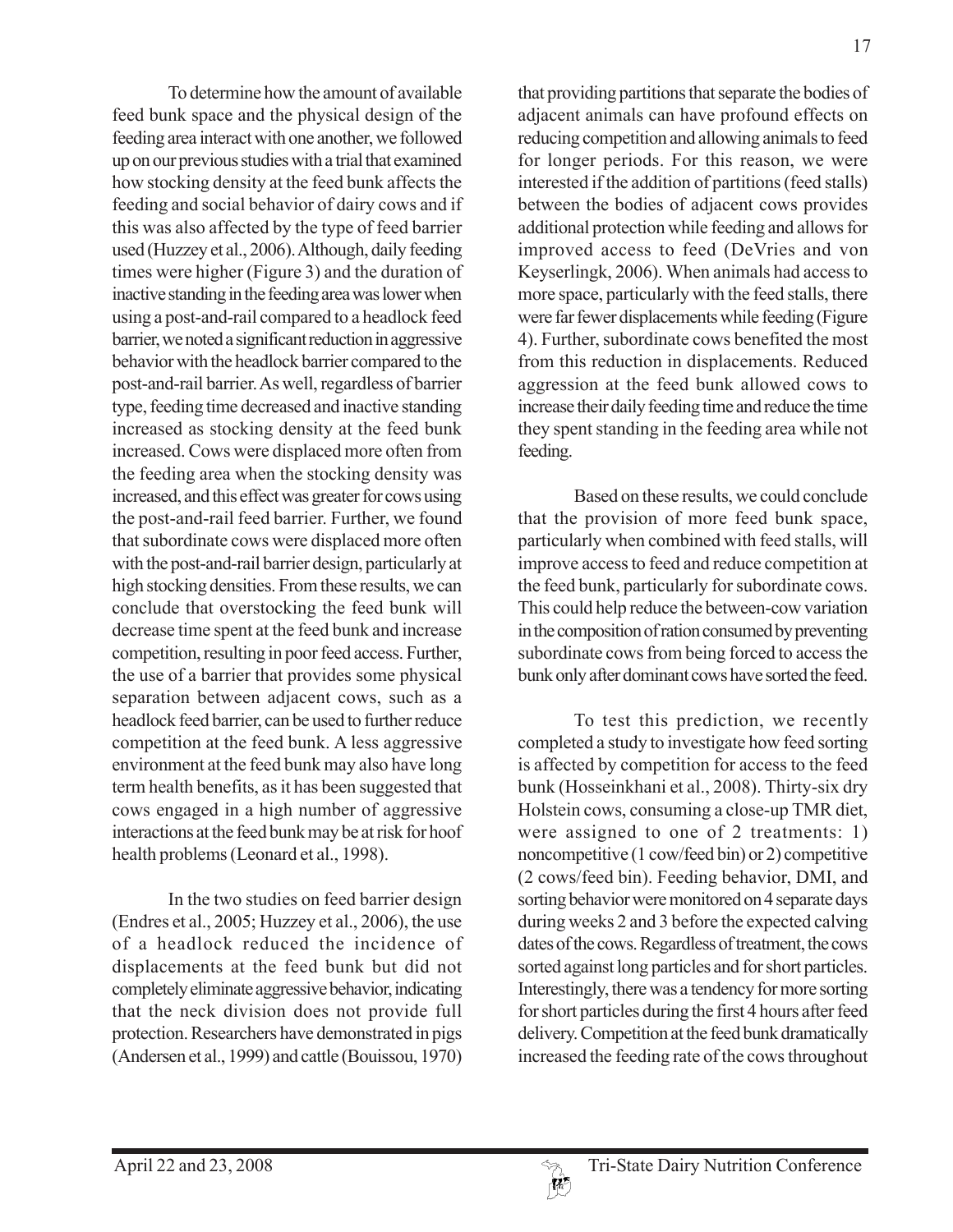To determine how the amount of available feed bunk space and the physical design of the feeding area interact with one another, we followed up on our previous studies with a trial that examined how stocking density at the feed bunk affects the feeding and social behavior of dairy cows and if this was also affected by the type of feed barrier used (Huzzey et al., 2006). Although, daily feeding times were higher (Figure 3) and the duration of inactive standing in the feeding area was lower when using a post-and-rail compared to a headlock feed barrier, we noted a significant reduction in aggressive behavior with the headlock barrier compared to the post-and-rail barrier. As well, regardless of barrier type, feeding time decreased and inactive standing increased as stocking density at the feed bunk increased. Cows were displaced more often from the feeding area when the stocking density was increased, and this effect was greater for cows using the post-and-rail feed barrier. Further, we found that subordinate cows were displaced more often with the post-and-rail barrier design, particularly at high stocking densities. From these results, we can conclude that overstocking the feed bunk will decrease time spent at the feed bunk and increase competition, resulting in poor feed access. Further, the use of a barrier that provides some physical separation between adjacent cows, such as a headlock feed barrier, can be used to further reduce competition at the feed bunk. A less aggressive environment at the feed bunk may also have long term health benefits, as it has been suggested that cows engaged in a high number of aggressive interactions at the feed bunk may be at risk for hoof health problems (Leonard et al., 1998).

In the two studies on feed barrier design (Endres et al., 2005; Huzzey et al., 2006), the use of a headlock reduced the incidence of displacements at the feed bunk but did not completely eliminate aggressive behavior, indicating that the neck division does not provide full protection. Researchers have demonstrated in pigs (Andersen et al., 1999) and cattle (Bouissou, 1970) that providing partitions that separate the bodies of adjacent animals can have profound effects on reducing competition and allowing animals to feed for longer periods. For this reason, we were interested if the addition of partitions (feed stalls) between the bodies of adjacent cows provides additional protection while feeding and allows for improved access to feed (DeVries and von Keyserlingk, 2006). When animals had access to more space, particularly with the feed stalls, there were far fewer displacements while feeding (Figure 4). Further, subordinate cows benefited the most from this reduction in displacements. Reduced aggression at the feed bunk allowed cows to increase their daily feeding time and reduce the time they spent standing in the feeding area while not feeding.

Based on these results, we could conclude that the provision of more feed bunk space, particularly when combined with feed stalls, will improve access to feed and reduce competition at the feed bunk, particularly for subordinate cows. This could help reduce the between-cow variation in the composition of ration consumed by preventing subordinate cows from being forced to access the bunk only after dominant cows have sorted the feed.

To test this prediction, we recently completed a study to investigate how feed sorting is affected by competition for access to the feed bunk (Hosseinkhani et al., 2008). Thirty-six dry Holstein cows, consuming a close-up TMR diet, were assigned to one of 2 treatments: 1) noncompetitive (1 cow/feed bin) or 2) competitive (2 cows/feed bin). Feeding behavior, DMI, and sorting behavior were monitored on 4 separate days during weeks 2 and 3 before the expected calving dates of the cows. Regardless of treatment, the cows sorted against long particles and for short particles. Interestingly, there was a tendency for more sorting for short particles during the first 4 hours after feed delivery. Competition at the feed bunk dramatically increased the feeding rate of the cows throughout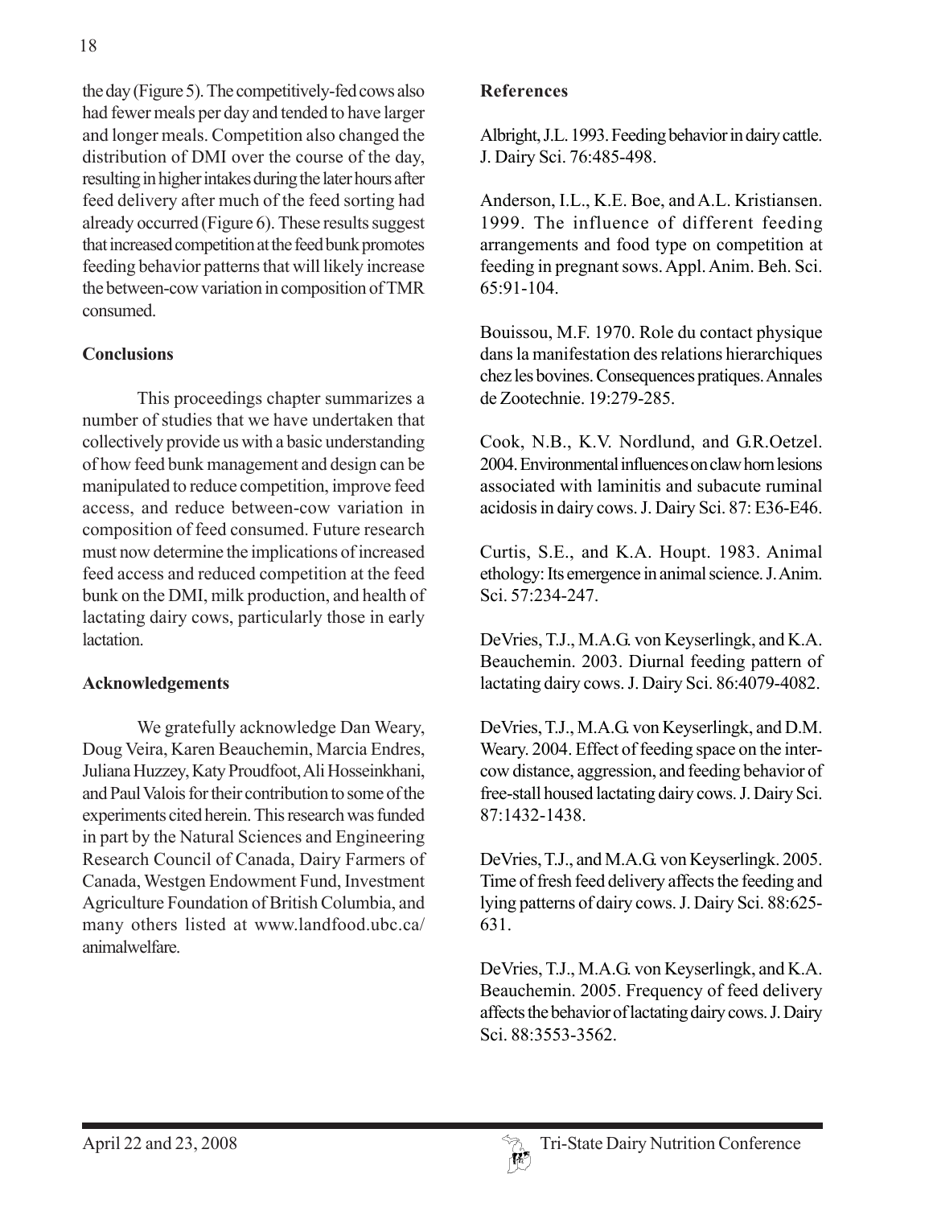the day (Figure 5). The competitively-fed cows also had fewer meals per day and tended to have larger and longer meals. Competition also changed the distribution of DMI over the course of the day, resulting in higher intakes during the later hours after feed delivery after much of the feed sorting had already occurred (Figure 6). These results suggest that increased competition at the feed bunk promotes feeding behavior patterns that will likely increase the between-cow variation in composition of TMR consumed.

## Conclusions

This proceedings chapter summarizes a number of studies that we have undertaken that collectively provide us with a basic understanding of how feed bunk management and design can be manipulated to reduce competition, improve feed access, and reduce between-cow variation in composition of feed consumed. Future research must now determine the implications of increased feed access and reduced competition at the feed bunk on the DMI, milk production, and health of lactating dairy cows, particularly those in early lactation.

## Acknowledgements

We gratefully acknowledge Dan Weary, Doug Veira, Karen Beauchemin, Marcia Endres, Juliana Huzzey, Katy Proudfoot, Ali Hosseinkhani, and Paul Valois for their contribution to some of the experiments cited herein. This research was funded in part by the Natural Sciences and Engineering Research Council of Canada, Dairy Farmers of Canada, Westgen Endowment Fund, Investment Agriculture Foundation of British Columbia, and many others listed at www.landfood.ubc.ca/animalwelfare.

## References

Albright, J.L. 1993. Feeding behavior in dairy cattle. J. Dairy Sci. 76:485-498.

Anderson, I.L., K.E. Boe, and A.L. Kristiansen. 1999. The influence of different feeding arrangements and food type on competition at feeding in pregnant sows. Appl. Anim. Beh. Sci. 65:91-104.

Bouissou, M.F. 1970. Role du contact physique dans la manifestation des relations hierarchiques chez les bovines. Consequences pratiques. Annales de Zootechnie. 19:279-285.

Cook, N.B., K.V. Nordlund, and G.R.Oetzel. 2004. Environmental influences on claw horn lesions associated with laminitis and subacute ruminal acidosis in dairy cows. J. Dairy Sci. 87: E36-E46.

Curtis, S.E., and K.A. Houpt. 1983. Animal ethology: Its emergence in animal science. J. Anim. Sci. 57:234-247.

DeVries, T.J., M.A.G. von Keyserlingk, and K.A. Beauchemin. 2003. Diurnal feeding pattern of lactating dairy cows. J. Dairy Sci. 86:4079-4082.

DeVries, T.J., M.A.G. von Keyserlingk, and D.M. Weary. 2004. Effect of feeding space on the inter-cow distance, aggression, and feeding behavior of free-stall housed lactating dairy cows. J. Dairy Sci. 87:1432-1438.

DeVries, T.J., and M.A.G. von Keyserlingk. 2005. Time of fresh feed delivery affects the feeding and lying patterns of dairy cows. J. Dairy Sci. 88:625-631.

DeVries, T.J., M.A.G. von Keyserlingk, and K.A. Beauchemin. 2005. Frequency of feed delivery affects the behavior of lactating dairy cows. J. Dairy Sci. 88:3553-3562.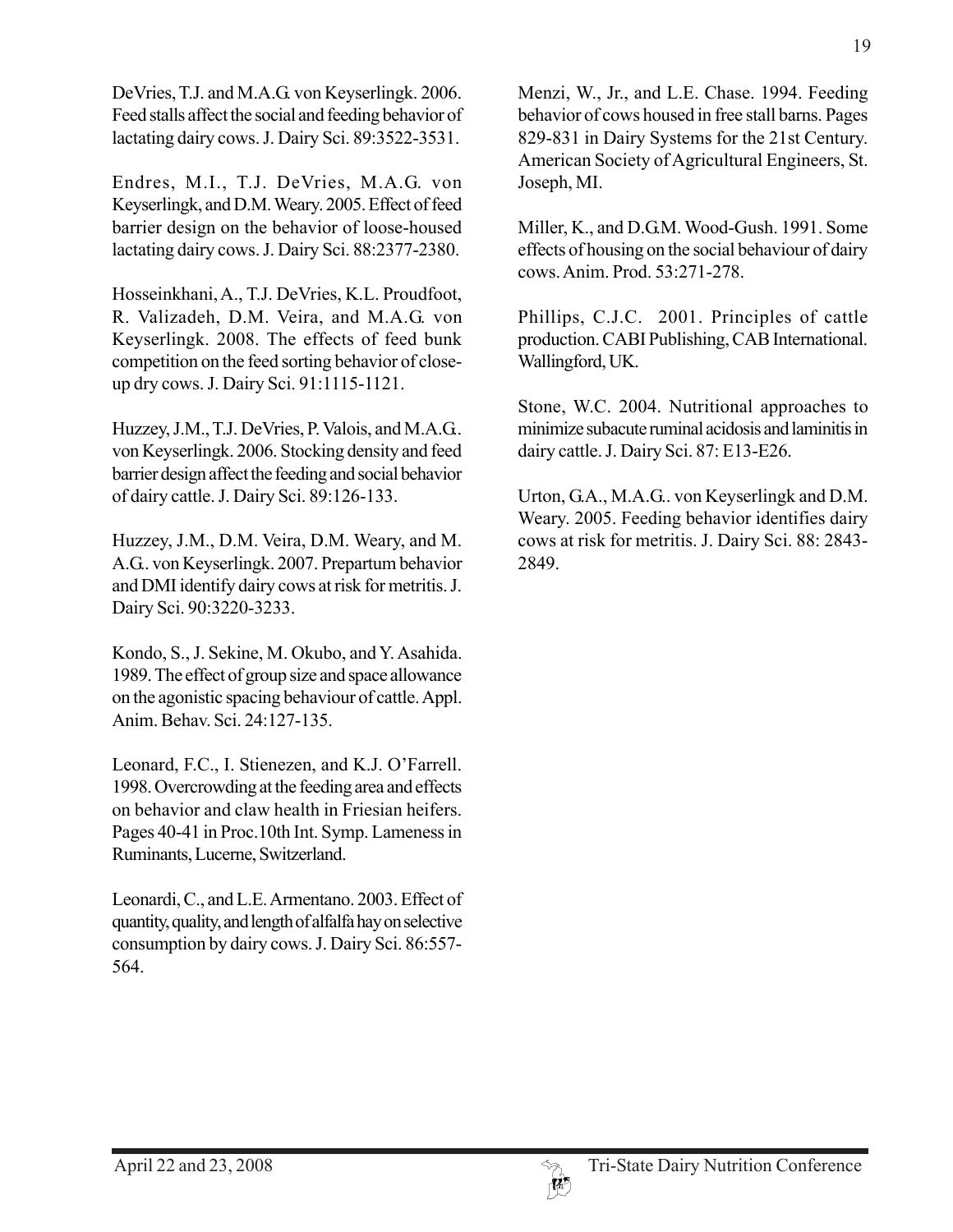DeVries, T.J. and M.A.G. von Keyserlingk. 2006. Feed stalls affect the social and feeding behavior of lactating dairy cows. J. Dairy Sci. 89:3522-3531.

Endres, M.I., T.J. DeVries, M.A.G. von Keyserlingk, and D.M. Weary. 2005. Effect of feed barrier design on the behavior of loose-housed lactating dairy cows. J. Dairy Sci. 88:2377-2380.

Hosseinkhani, A., T.J. DeVries, K.L. Proudfoot, R. Valizadeh, D.M. Veira, and M.A.G. von Keyserlingk. 2008. The effects of feed bunk competition on the feed sorting behavior of close-up dry cows. J. Dairy Sci. 91:1115-1121.

Huzzey, J.M., T.J. DeVries, P. Valois, and M.A.G.. von Keyserlingk. 2006. Stocking density and feed barrier design affect the feeding and social behavior of dairy cattle. J. Dairy Sci. 89:126-133.

Huzzey, J.M., D.M. Veira, D.M. Weary, and M. A.G.. von Keyserlingk. 2007. Prepartum behavior and DMI identify dairy cows at risk for metritis. J. Dairy Sci. 90:3220-3233.

Kondo, S., J. Sekine, M. Okubo, and Y. Asahida. 1989. The effect of group size and space allowance on the agonistic spacing behaviour of cattle. Appl. Anim. Behav. Sci. 24:127-135.

Leonard, F.C., I. Stienezen, and K.J. O'Farrell. 1998. Overcrowding at the feeding area and effects on behavior and claw health in Friesian heifers. Pages 40-41 in Proc.10th Int. Symp. Lameness in Ruminants, Lucerne, Switzerland.

Leonardi, C., and L.E. Armentano. 2003. Effect of quantity, quality, and length of alfalfa hay on selective consumption by dairy cows. J. Dairy Sci. 86:557-564.

Menzi, W., Jr., and L.E. Chase. 1994. Feeding behavior of cows housed in free stall barns. Pages 829-831 in Dairy Systems for the 21st Century. American Society of Agricultural Engineers, St. Joseph, MI.

Miller, K., and D.G.M. Wood-Gush. 1991. Some effects of housing on the social behaviour of dairy cows. Anim. Prod. 53:271-278.

Phillips, C.J.C. 2001. Principles of cattle production. CABI Publishing, CAB International. Wallingford, UK.

Stone, W.C. 2004. Nutritional approaches to minimize subacute ruminal acidosis and laminitis in dairy cattle. J. Dairy Sci. 87: E13-E26.

Urton, G.A., M.A.G.. von Keyserlingk and D.M. Weary. 2005. Feeding behavior identifies dairy cows at risk for metritis. J. Dairy Sci. 88: 2843-2849.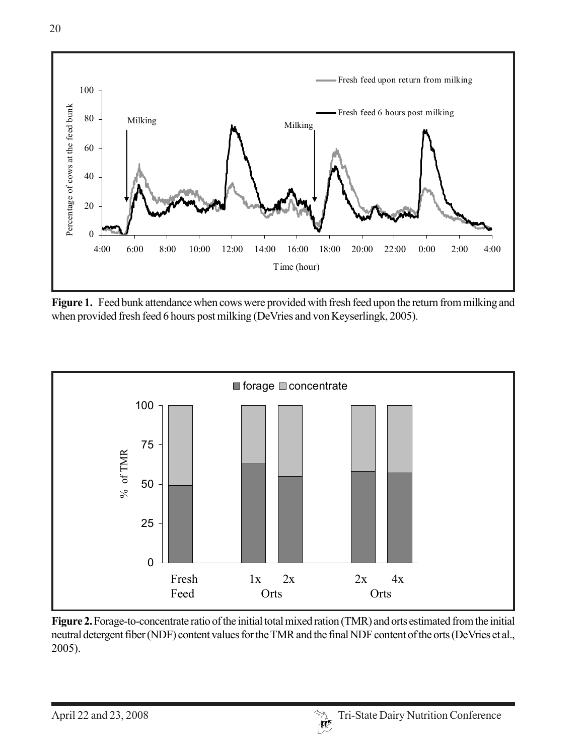**Figure 1.** Feed bunk attendance when cows were provided with fresh feed upon the return from milking and when provided fresh feed 6 hours post milking (DeVries and von Keyserlingk, 2005).

**Figure 2.** Forage-to-concentrate ratio of the initial total mixed ration (TMR) and orts estimated from the initial neutral detergent fiber (NDF) content values for the TMR and the final NDF content of the orts (DeVries et al., 2005).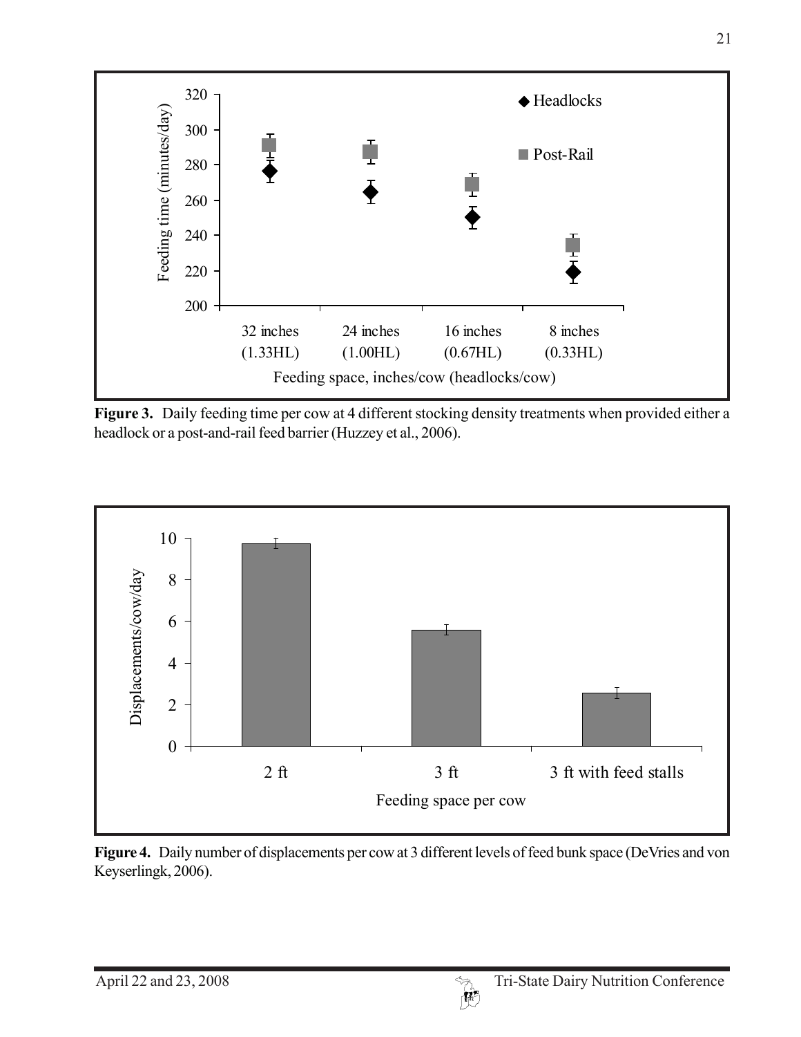Figure 3. Daily feeding time per cow at 4 different stocking density treatments when provided either a headlock or a post-and-rail feed barrier (Huzzey et al., 2006).

Figure 4. Daily number of displacements per cow at 3 different levels of feed bunk space (DeVries and von Keyserlingk, 2006).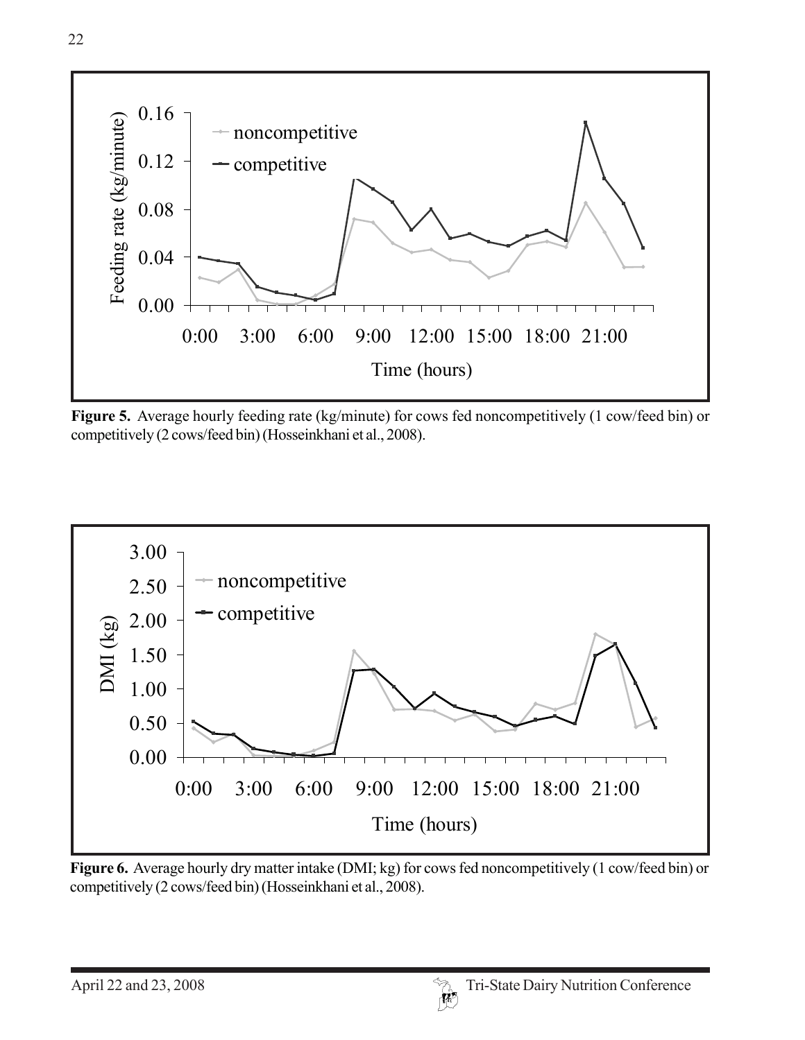0.16
0.12
0.08
0.04
0.00

Feeding rate (kg/minute)

noncompetitive
competitive

0:00 3:00 6:00 9:00 12:00 15:00 18:00 21:00

Time (hours)

**Figure 5.** Average hourly feeding rate (kg/minute) for cows fed noncompetitively (1 cow/feed bin) or competitively (2 cows/feed bin) (Hosseinkhani et al., 2008).

3.00
2.50
2.00
1.50
1.00
0.50
0.00

DMI (kg)

noncompetitive
competitive

0:00 3:00 6:00 9:00 12:00 15:00 18:00 21:00

Time (hours)

**Figure 6.** Average hourly dry matter intake (DMI; kg) for cows fed noncompetitively (1 cow/feed bin) or competitively (2 cows/feed bin) (Hosseinkhani et al., 2008).